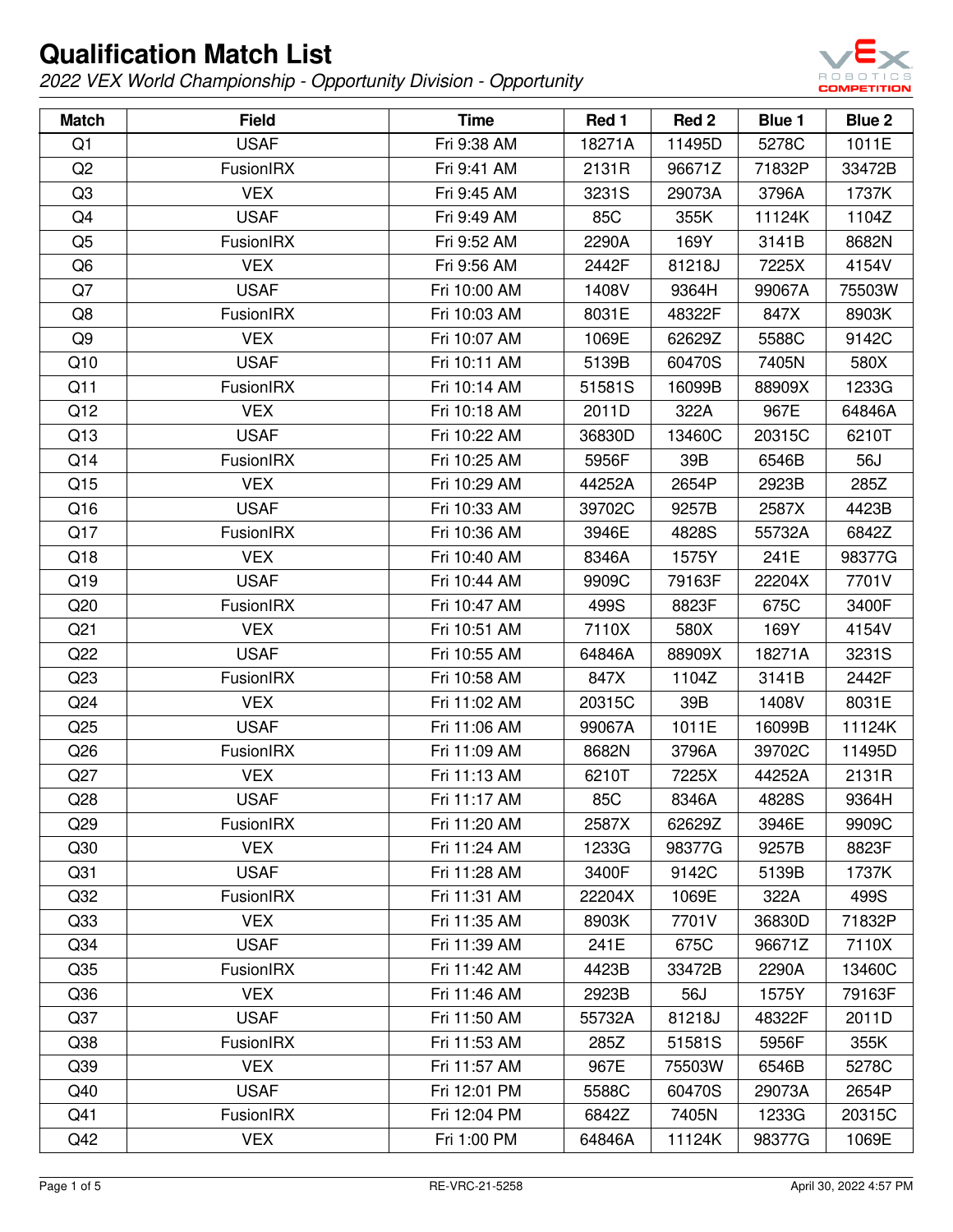# Qualification Match List

*2022 VEX World Championship - Opportunity Division - Opportunity*

| Match | Field | Time | Red 1 | Red 2 | Blue 1 | Blue 2 |
|---|---|---|---|---|---|---|
| Q1 | USAF | Fri 9:38 AM | 18271A | 11495D | 5278C | 1011E |
| Q2 | FusionIRX | Fri 9:41 AM | 2131R | 96671Z | 71832P | 33472B |
| Q3 | VEX | Fri 9:45 AM | 3231S | 29073A | 3796A | 1737K |
| Q4 | USAF | Fri 9:49 AM | 85C | 355K | 11124K | 1104Z |
| Q5 | FusionIRX | Fri 9:52 AM | 2290A | 169Y | 3141B | 8682N |
| Q6 | VEX | Fri 9:56 AM | 2442F | 81218J | 7225X | 4154V |
| Q7 | USAF | Fri 10:00 AM | 1408V | 9364H | 99067A | 75503W |
| Q8 | FusionIRX | Fri 10:03 AM | 8031E | 48322F | 847X | 8903K |
| Q9 | VEX | Fri 10:07 AM | 1069E | 62629Z | 5588C | 9142C |
| Q10 | USAF | Fri 10:11 AM | 5139B | 60470S | 7405N | 580X |
| Q11 | FusionIRX | Fri 10:14 AM | 51581S | 16099B | 88909X | 1233G |
| Q12 | VEX | Fri 10:18 AM | 2011D | 322A | 967E | 64846A |
| Q13 | USAF | Fri 10:22 AM | 36830D | 13460C | 20315C | 6210T |
| Q14 | FusionIRX | Fri 10:25 AM | 5956F | 39B | 6546B | 56J |
| Q15 | VEX | Fri 10:29 AM | 44252A | 2654P | 2923B | 285Z |
| Q16 | USAF | Fri 10:33 AM | 39702C | 9257B | 2587X | 4423B |
| Q17 | FusionIRX | Fri 10:36 AM | 3946E | 4828S | 55732A | 6842Z |
| Q18 | VEX | Fri 10:40 AM | 8346A | 1575Y | 241E | 98377G |
| Q19 | USAF | Fri 10:44 AM | 9909C | 79163F | 22204X | 7701V |
| Q20 | FusionIRX | Fri 10:47 AM | 499S | 8823F | 675C | 3400F |
| Q21 | VEX | Fri 10:51 AM | 7110X | 580X | 169Y | 4154V |
| Q22 | USAF | Fri 10:55 AM | 64846A | 88909X | 18271A | 3231S |
| Q23 | FusionIRX | Fri 10:58 AM | 847X | 1104Z | 3141B | 2442F |
| Q24 | VEX | Fri 11:02 AM | 20315C | 39B | 1408V | 8031E |
| Q25 | USAF | Fri 11:06 AM | 99067A | 1011E | 16099B | 11124K |
| Q26 | FusionIRX | Fri 11:09 AM | 8682N | 3796A | 39702C | 11495D |
| Q27 | VEX | Fri 11:13 AM | 6210T | 7225X | 44252A | 2131R |
| Q28 | USAF | Fri 11:17 AM | 85C | 8346A | 4828S | 9364H |
| Q29 | FusionIRX | Fri 11:20 AM | 2587X | 62629Z | 3946E | 9909C |
| Q30 | VEX | Fri 11:24 AM | 1233G | 98377G | 9257B | 8823F |
| Q31 | USAF | Fri 11:28 AM | 3400F | 9142C | 5139B | 1737K |
| Q32 | FusionIRX | Fri 11:31 AM | 22204X | 1069E | 322A | 499S |
| Q33 | VEX | Fri 11:35 AM | 8903K | 7701V | 36830D | 71832P |
| Q34 | USAF | Fri 11:39 AM | 241E | 675C | 96671Z | 7110X |
| Q35 | FusionIRX | Fri 11:42 AM | 4423B | 33472B | 2290A | 13460C |
| Q36 | VEX | Fri 11:46 AM | 2923B | 56J | 1575Y | 79163F |
| Q37 | USAF | Fri 11:50 AM | 55732A | 81218J | 48322F | 2011D |
| Q38 | FusionIRX | Fri 11:53 AM | 285Z | 51581S | 5956F | 355K |
| Q39 | VEX | Fri 11:57 AM | 967E | 75503W | 6546B | 5278C |
| Q40 | USAF | Fri 12:01 PM | 5588C | 60470S | 29073A | 2654P |
| Q41 | FusionIRX | Fri 12:04 PM | 6842Z | 7405N | 1233G | 20315C |
| Q42 | VEX | Fri 1:00 PM | 64846A | 11124K | 98377G | 1069E |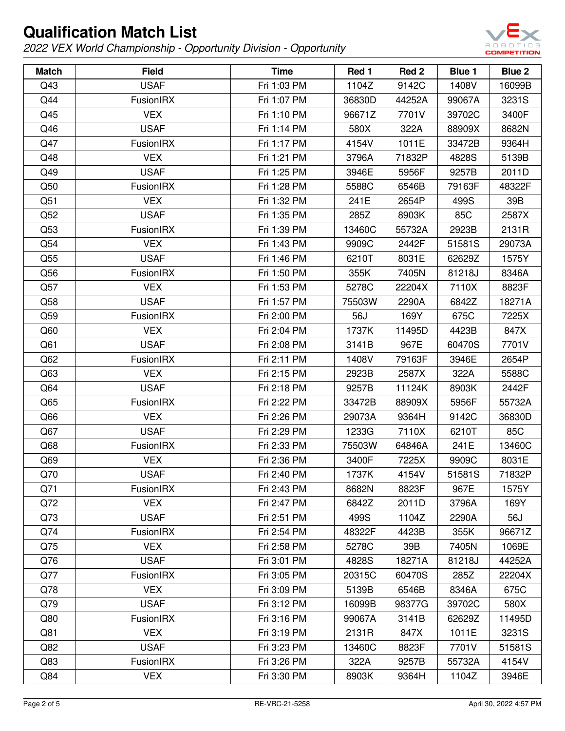# Qualification Match List

*2022 VEX World Championship - Opportunity Division - Opportunity*

| Match | Field | Time | Red 1 | Red 2 | Blue 1 | Blue 2 |
|---|---|---|---|---|---|---|
| Q43 | USAF | Fri 1:03 PM | 1104Z | 9142C | 1408V | 16099B |
| Q44 | FusionIRX | Fri 1:07 PM | 36830D | 44252A | 99067A | 3231S |
| Q45 | VEX | Fri 1:10 PM | 96671Z | 7701V | 39702C | 3400F |
| Q46 | USAF | Fri 1:14 PM | 580X | 322A | 88909X | 8682N |
| Q47 | FusionIRX | Fri 1:17 PM | 4154V | 1011E | 33472B | 9364H |
| Q48 | VEX | Fri 1:21 PM | 3796A | 71832P | 4828S | 5139B |
| Q49 | USAF | Fri 1:25 PM | 3946E | 5956F | 9257B | 2011D |
| Q50 | FusionIRX | Fri 1:28 PM | 5588C | 6546B | 79163F | 48322F |
| Q51 | VEX | Fri 1:32 PM | 241E | 2654P | 499S | 39B |
| Q52 | USAF | Fri 1:35 PM | 285Z | 8903K | 85C | 2587X |
| Q53 | FusionIRX | Fri 1:39 PM | 13460C | 55732A | 2923B | 2131R |
| Q54 | VEX | Fri 1:43 PM | 9909C | 2442F | 51581S | 29073A |
| Q55 | USAF | Fri 1:46 PM | 6210T | 8031E | 62629Z | 1575Y |
| Q56 | FusionIRX | Fri 1:50 PM | 355K | 7405N | 81218J | 8346A |
| Q57 | VEX | Fri 1:53 PM | 5278C | 22204X | 7110X | 8823F |
| Q58 | USAF | Fri 1:57 PM | 75503W | 2290A | 6842Z | 18271A |
| Q59 | FusionIRX | Fri 2:00 PM | 56J | 169Y | 675C | 7225X |
| Q60 | VEX | Fri 2:04 PM | 1737K | 11495D | 4423B | 847X |
| Q61 | USAF | Fri 2:08 PM | 3141B | 967E | 60470S | 7701V |
| Q62 | FusionIRX | Fri 2:11 PM | 1408V | 79163F | 3946E | 2654P |
| Q63 | VEX | Fri 2:15 PM | 2923B | 2587X | 322A | 5588C |
| Q64 | USAF | Fri 2:18 PM | 9257B | 11124K | 8903K | 2442F |
| Q65 | FusionIRX | Fri 2:22 PM | 33472B | 88909X | 5956F | 55732A |
| Q66 | VEX | Fri 2:26 PM | 29073A | 9364H | 9142C | 36830D |
| Q67 | USAF | Fri 2:29 PM | 1233G | 7110X | 6210T | 85C |
| Q68 | FusionIRX | Fri 2:33 PM | 75503W | 64846A | 241E | 13460C |
| Q69 | VEX | Fri 2:36 PM | 3400F | 7225X | 9909C | 8031E |
| Q70 | USAF | Fri 2:40 PM | 1737K | 4154V | 51581S | 71832P |
| Q71 | FusionIRX | Fri 2:43 PM | 8682N | 8823F | 967E | 1575Y |
| Q72 | VEX | Fri 2:47 PM | 6842Z | 2011D | 3796A | 169Y |
| Q73 | USAF | Fri 2:51 PM | 499S | 1104Z | 2290A | 56J |
| Q74 | FusionIRX | Fri 2:54 PM | 48322F | 4423B | 355K | 96671Z |
| Q75 | VEX | Fri 2:58 PM | 5278C | 39B | 7405N | 1069E |
| Q76 | USAF | Fri 3:01 PM | 4828S | 18271A | 81218J | 44252A |
| Q77 | FusionIRX | Fri 3:05 PM | 20315C | 60470S | 285Z | 22204X |
| Q78 | VEX | Fri 3:09 PM | 5139B | 6546B | 8346A | 675C |
| Q79 | USAF | Fri 3:12 PM | 16099B | 98377G | 39702C | 580X |
| Q80 | FusionIRX | Fri 3:16 PM | 99067A | 3141B | 62629Z | 11495D |
| Q81 | VEX | Fri 3:19 PM | 2131R | 847X | 1011E | 3231S |
| Q82 | USAF | Fri 3:23 PM | 13460C | 8823F | 7701V | 51581S |
| Q83 | FusionIRX | Fri 3:26 PM | 322A | 9257B | 55732A | 4154V |
| Q84 | VEX | Fri 3:30 PM | 8903K | 9364H | 1104Z | 3946E |

RE-VRC-21-5258

April 30, 2022 4:57 PM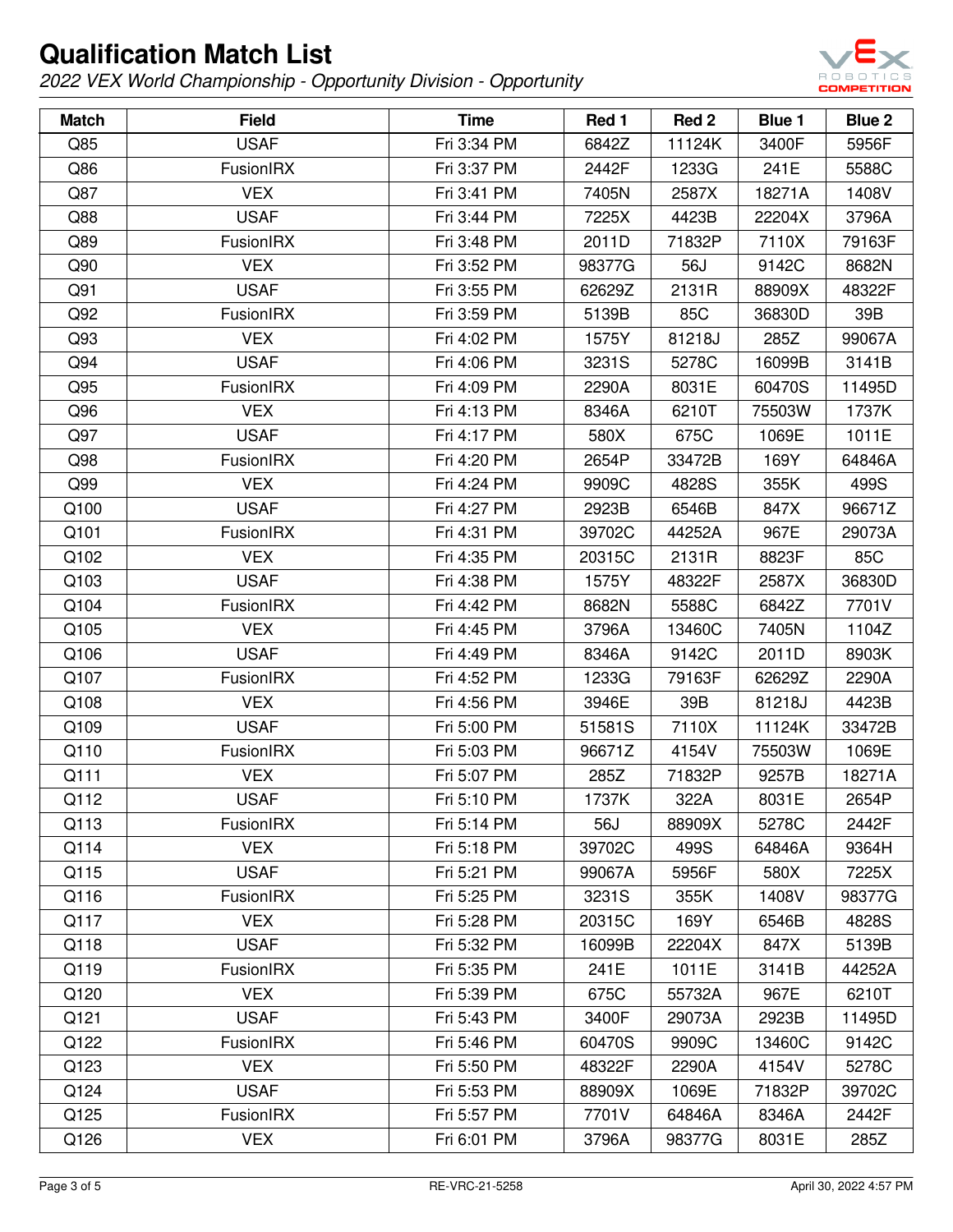# Qualification Match List

*2022 VEX World Championship - Opportunity Division - Opportunity*

| Match | Field | Time | Red 1 | Red 2 | Blue 1 | Blue 2 |
|---|---|---|---|---|---|---|
| Q85 | USAF | Fri 3:34 PM | 6842Z | 11124K | 3400F | 5956F |
| Q86 | FusionIRX | Fri 3:37 PM | 2442F | 1233G | 241E | 5588C |
| Q87 | VEX | Fri 3:41 PM | 7405N | 2587X | 18271A | 1408V |
| Q88 | USAF | Fri 3:44 PM | 7225X | 4423B | 22204X | 3796A |
| Q89 | FusionIRX | Fri 3:48 PM | 2011D | 71832P | 7110X | 79163F |
| Q90 | VEX | Fri 3:52 PM | 98377G | 56J | 9142C | 8682N |
| Q91 | USAF | Fri 3:55 PM | 62629Z | 2131R | 88909X | 48322F |
| Q92 | FusionIRX | Fri 3:59 PM | 5139B | 85C | 36830D | 39B |
| Q93 | VEX | Fri 4:02 PM | 1575Y | 81218J | 285Z | 99067A |
| Q94 | USAF | Fri 4:06 PM | 3231S | 5278C | 16099B | 3141B |
| Q95 | FusionIRX | Fri 4:09 PM | 2290A | 8031E | 60470S | 11495D |
| Q96 | VEX | Fri 4:13 PM | 8346A | 6210T | 75503W | 1737K |
| Q97 | USAF | Fri 4:17 PM | 580X | 675C | 1069E | 1011E |
| Q98 | FusionIRX | Fri 4:20 PM | 2654P | 33472B | 169Y | 64846A |
| Q99 | VEX | Fri 4:24 PM | 9909C | 4828S | 355K | 499S |
| Q100 | USAF | Fri 4:27 PM | 2923B | 6546B | 847X | 96671Z |
| Q101 | FusionIRX | Fri 4:31 PM | 39702C | 44252A | 967E | 29073A |
| Q102 | VEX | Fri 4:35 PM | 20315C | 2131R | 8823F | 85C |
| Q103 | USAF | Fri 4:38 PM | 1575Y | 48322F | 2587X | 36830D |
| Q104 | FusionIRX | Fri 4:42 PM | 8682N | 5588C | 6842Z | 7701V |
| Q105 | VEX | Fri 4:45 PM | 3796A | 13460C | 7405N | 1104Z |
| Q106 | USAF | Fri 4:49 PM | 8346A | 9142C | 2011D | 8903K |
| Q107 | FusionIRX | Fri 4:52 PM | 1233G | 79163F | 62629Z | 2290A |
| Q108 | VEX | Fri 4:56 PM | 3946E | 39B | 81218J | 4423B |
| Q109 | USAF | Fri 5:00 PM | 51581S | 7110X | 11124K | 33472B |
| Q110 | FusionIRX | Fri 5:03 PM | 96671Z | 4154V | 75503W | 1069E |
| Q111 | VEX | Fri 5:07 PM | 285Z | 71832P | 9257B | 18271A |
| Q112 | USAF | Fri 5:10 PM | 1737K | 322A | 8031E | 2654P |
| Q113 | FusionIRX | Fri 5:14 PM | 56J | 88909X | 5278C | 2442F |
| Q114 | VEX | Fri 5:18 PM | 39702C | 499S | 64846A | 9364H |
| Q115 | USAF | Fri 5:21 PM | 99067A | 5956F | 580X | 7225X |
| Q116 | FusionIRX | Fri 5:25 PM | 3231S | 355K | 1408V | 98377G |
| Q117 | VEX | Fri 5:28 PM | 20315C | 169Y | 6546B | 4828S |
| Q118 | USAF | Fri 5:32 PM | 16099B | 22204X | 847X | 5139B |
| Q119 | FusionIRX | Fri 5:35 PM | 241E | 1011E | 3141B | 44252A |
| Q120 | VEX | Fri 5:39 PM | 675C | 55732A | 967E | 6210T |
| Q121 | USAF | Fri 5:43 PM | 3400F | 29073A | 2923B | 11495D |
| Q122 | FusionIRX | Fri 5:46 PM | 60470S | 9909C | 13460C | 9142C |
| Q123 | VEX | Fri 5:50 PM | 48322F | 2290A | 4154V | 5278C |
| Q124 | USAF | Fri 5:53 PM | 88909X | 1069E | 71832P | 39702C |
| Q125 | FusionIRX | Fri 5:57 PM | 7701V | 64846A | 8346A | 2442F |
| Q126 | VEX | Fri 6:01 PM | 3796A | 98377G | 8031E | 285Z |

RE-VRC-21-5258 April 30, 2022 4:57 PM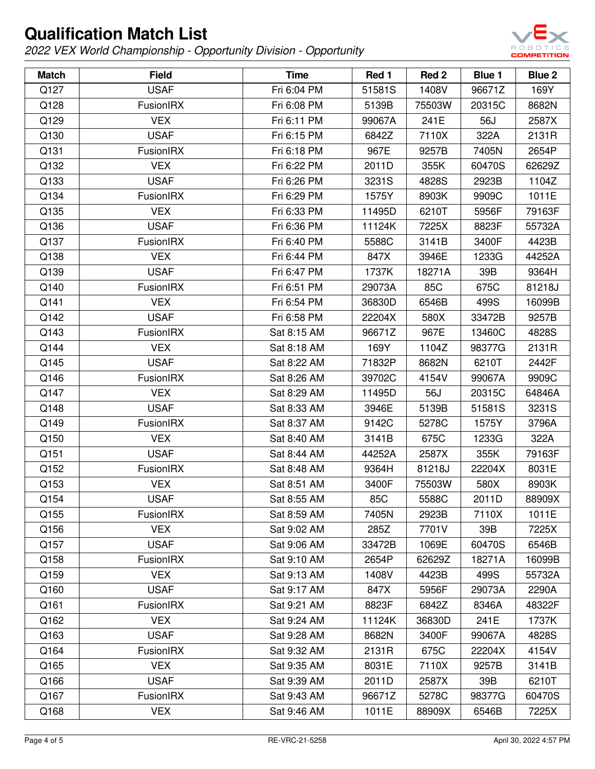# Qualification Match List

*2022 VEX World Championship - Opportunity Division - Opportunity*

| Match | Field | Time | Red 1 | Red 2 | Blue 1 | Blue 2 |
|---|---|---|---|---|---|---|
| Q127 | USAF | Fri 6:04 PM | 51581S | 1408V | 96671Z | 169Y |
| Q128 | FusionIRX | Fri 6:08 PM | 5139B | 75503W | 20315C | 8682N |
| Q129 | VEX | Fri 6:11 PM | 99067A | 241E | 56J | 2587X |
| Q130 | USAF | Fri 6:15 PM | 6842Z | 7110X | 322A | 2131R |
| Q131 | FusionIRX | Fri 6:18 PM | 967E | 9257B | 7405N | 2654P |
| Q132 | VEX | Fri 6:22 PM | 2011D | 355K | 60470S | 62629Z |
| Q133 | USAF | Fri 6:26 PM | 3231S | 4828S | 2923B | 1104Z |
| Q134 | FusionIRX | Fri 6:29 PM | 1575Y | 8903K | 9909C | 1011E |
| Q135 | VEX | Fri 6:33 PM | 11495D | 6210T | 5956F | 79163F |
| Q136 | USAF | Fri 6:36 PM | 11124K | 7225X | 8823F | 55732A |
| Q137 | FusionIRX | Fri 6:40 PM | 5588C | 3141B | 3400F | 4423B |
| Q138 | VEX | Fri 6:44 PM | 847X | 3946E | 1233G | 44252A |
| Q139 | USAF | Fri 6:47 PM | 1737K | 18271A | 39B | 9364H |
| Q140 | FusionIRX | Fri 6:51 PM | 29073A | 85C | 675C | 81218J |
| Q141 | VEX | Fri 6:54 PM | 36830D | 6546B | 499S | 16099B |
| Q142 | USAF | Fri 6:58 PM | 22204X | 580X | 33472B | 9257B |
| Q143 | FusionIRX | Sat 8:15 AM | 96671Z | 967E | 13460C | 4828S |
| Q144 | VEX | Sat 8:18 AM | 169Y | 1104Z | 98377G | 2131R |
| Q145 | USAF | Sat 8:22 AM | 71832P | 8682N | 6210T | 2442F |
| Q146 | FusionIRX | Sat 8:26 AM | 39702C | 4154V | 99067A | 9909C |
| Q147 | VEX | Sat 8:29 AM | 11495D | 56J | 20315C | 64846A |
| Q148 | USAF | Sat 8:33 AM | 3946E | 5139B | 51581S | 3231S |
| Q149 | FusionIRX | Sat 8:37 AM | 9142C | 5278C | 1575Y | 3796A |
| Q150 | VEX | Sat 8:40 AM | 3141B | 675C | 1233G | 322A |
| Q151 | USAF | Sat 8:44 AM | 44252A | 2587X | 355K | 79163F |
| Q152 | FusionIRX | Sat 8:48 AM | 9364H | 81218J | 22204X | 8031E |
| Q153 | VEX | Sat 8:51 AM | 3400F | 75503W | 580X | 8903K |
| Q154 | USAF | Sat 8:55 AM | 85C | 5588C | 2011D | 88909X |
| Q155 | FusionIRX | Sat 8:59 AM | 7405N | 2923B | 7110X | 1011E |
| Q156 | VEX | Sat 9:02 AM | 285Z | 7701V | 39B | 7225X |
| Q157 | USAF | Sat 9:06 AM | 33472B | 1069E | 60470S | 6546B |
| Q158 | FusionIRX | Sat 9:10 AM | 2654P | 62629Z | 18271A | 16099B |
| Q159 | VEX | Sat 9:13 AM | 1408V | 4423B | 499S | 55732A |
| Q160 | USAF | Sat 9:17 AM | 847X | 5956F | 29073A | 2290A |
| Q161 | FusionIRX | Sat 9:21 AM | 8823F | 6842Z | 8346A | 48322F |
| Q162 | VEX | Sat 9:24 AM | 11124K | 36830D | 241E | 1737K |
| Q163 | USAF | Sat 9:28 AM | 8682N | 3400F | 99067A | 4828S |
| Q164 | FusionIRX | Sat 9:32 AM | 2131R | 675C | 22204X | 4154V |
| Q165 | VEX | Sat 9:35 AM | 8031E | 7110X | 9257B | 3141B |
| Q166 | USAF | Sat 9:39 AM | 2011D | 2587X | 39B | 6210T |
| Q167 | FusionIRX | Sat 9:43 AM | 96671Z | 5278C | 98377G | 60470S |
| Q168 | VEX | Sat 9:46 AM | 1011E | 88909X | 6546B | 7225X |

RE-VRC-21-5258

April 30, 2022 4:57 PM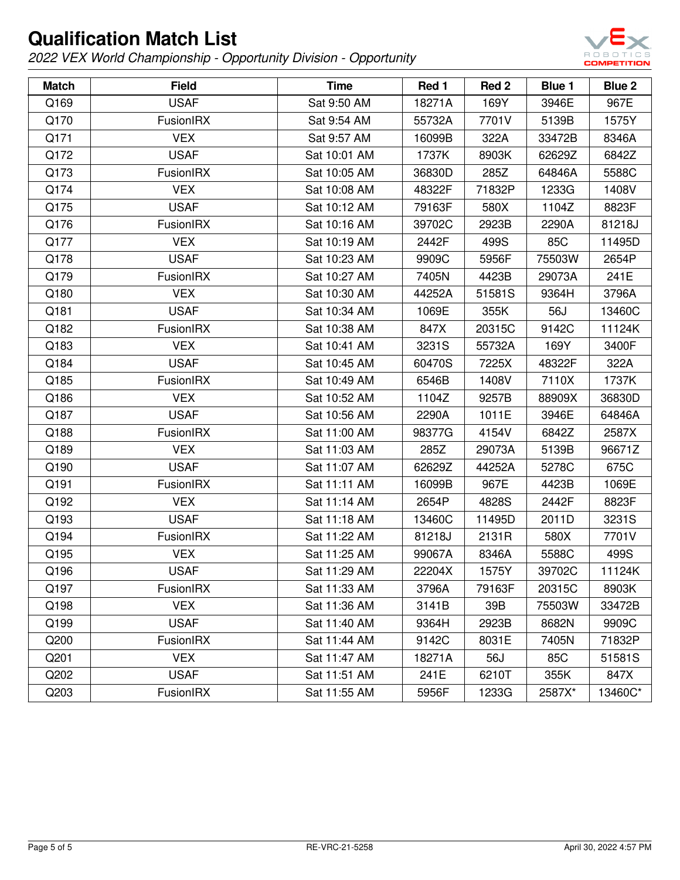# Qualification Match List

*2022 VEX World Championship - Opportunity Division - Opportunity*

| Match | Field | Time | Red 1 | Red 2 | Blue 1 | Blue 2 |
|---|---|---|---|---|---|---|
| Q169 | USAF | Sat 9:50 AM | 18271A | 169Y | 3946E | 967E |
| Q170 | FusionIRX | Sat 9:54 AM | 55732A | 7701V | 5139B | 1575Y |
| Q171 | VEX | Sat 9:57 AM | 16099B | 322A | 33472B | 8346A |
| Q172 | USAF | Sat 10:01 AM | 1737K | 8903K | 62629Z | 6842Z |
| Q173 | FusionIRX | Sat 10:05 AM | 36830D | 285Z | 64846A | 5588C |
| Q174 | VEX | Sat 10:08 AM | 48322F | 71832P | 1233G | 1408V |
| Q175 | USAF | Sat 10:12 AM | 79163F | 580X | 1104Z | 8823F |
| Q176 | FusionIRX | Sat 10:16 AM | 39702C | 2923B | 2290A | 81218J |
| Q177 | VEX | Sat 10:19 AM | 2442F | 499S | 85C | 11495D |
| Q178 | USAF | Sat 10:23 AM | 9909C | 5956F | 75503W | 2654P |
| Q179 | FusionIRX | Sat 10:27 AM | 7405N | 4423B | 29073A | 241E |
| Q180 | VEX | Sat 10:30 AM | 44252A | 51581S | 9364H | 3796A |
| Q181 | USAF | Sat 10:34 AM | 1069E | 355K | 56J | 13460C |
| Q182 | FusionIRX | Sat 10:38 AM | 847X | 20315C | 9142C | 11124K |
| Q183 | VEX | Sat 10:41 AM | 3231S | 55732A | 169Y | 3400F |
| Q184 | USAF | Sat 10:45 AM | 60470S | 7225X | 48322F | 322A |
| Q185 | FusionIRX | Sat 10:49 AM | 6546B | 1408V | 7110X | 1737K |
| Q186 | VEX | Sat 10:52 AM | 1104Z | 9257B | 88909X | 36830D |
| Q187 | USAF | Sat 10:56 AM | 2290A | 1011E | 3946E | 64846A |
| Q188 | FusionIRX | Sat 11:00 AM | 98377G | 4154V | 6842Z | 2587X |
| Q189 | VEX | Sat 11:03 AM | 285Z | 29073A | 5139B | 96671Z |
| Q190 | USAF | Sat 11:07 AM | 62629Z | 44252A | 5278C | 675C |
| Q191 | FusionIRX | Sat 11:11 AM | 16099B | 967E | 4423B | 1069E |
| Q192 | VEX | Sat 11:14 AM | 2654P | 4828S | 2442F | 8823F |
| Q193 | USAF | Sat 11:18 AM | 13460C | 11495D | 2011D | 3231S |
| Q194 | FusionIRX | Sat 11:22 AM | 81218J | 2131R | 580X | 7701V |
| Q195 | VEX | Sat 11:25 AM | 99067A | 8346A | 5588C | 499S |
| Q196 | USAF | Sat 11:29 AM | 22204X | 1575Y | 39702C | 11124K |
| Q197 | FusionIRX | Sat 11:33 AM | 3796A | 79163F | 20315C | 8903K |
| Q198 | VEX | Sat 11:36 AM | 3141B | 39B | 75503W | 33472B |
| Q199 | USAF | Sat 11:40 AM | 9364H | 2923B | 8682N | 9909C |
| Q200 | FusionIRX | Sat 11:44 AM | 9142C | 8031E | 7405N | 71832P |
| Q201 | VEX | Sat 11:47 AM | 18271A | 56J | 85C | 51581S |
| Q202 | USAF | Sat 11:51 AM | 241E | 6210T | 355K | 847X |
| Q203 | FusionIRX | Sat 11:55 AM | 5956F | 1233G | 2587X* | 13460C* |

RE-VRC-21-5258

April 30, 2022 4:57 PM